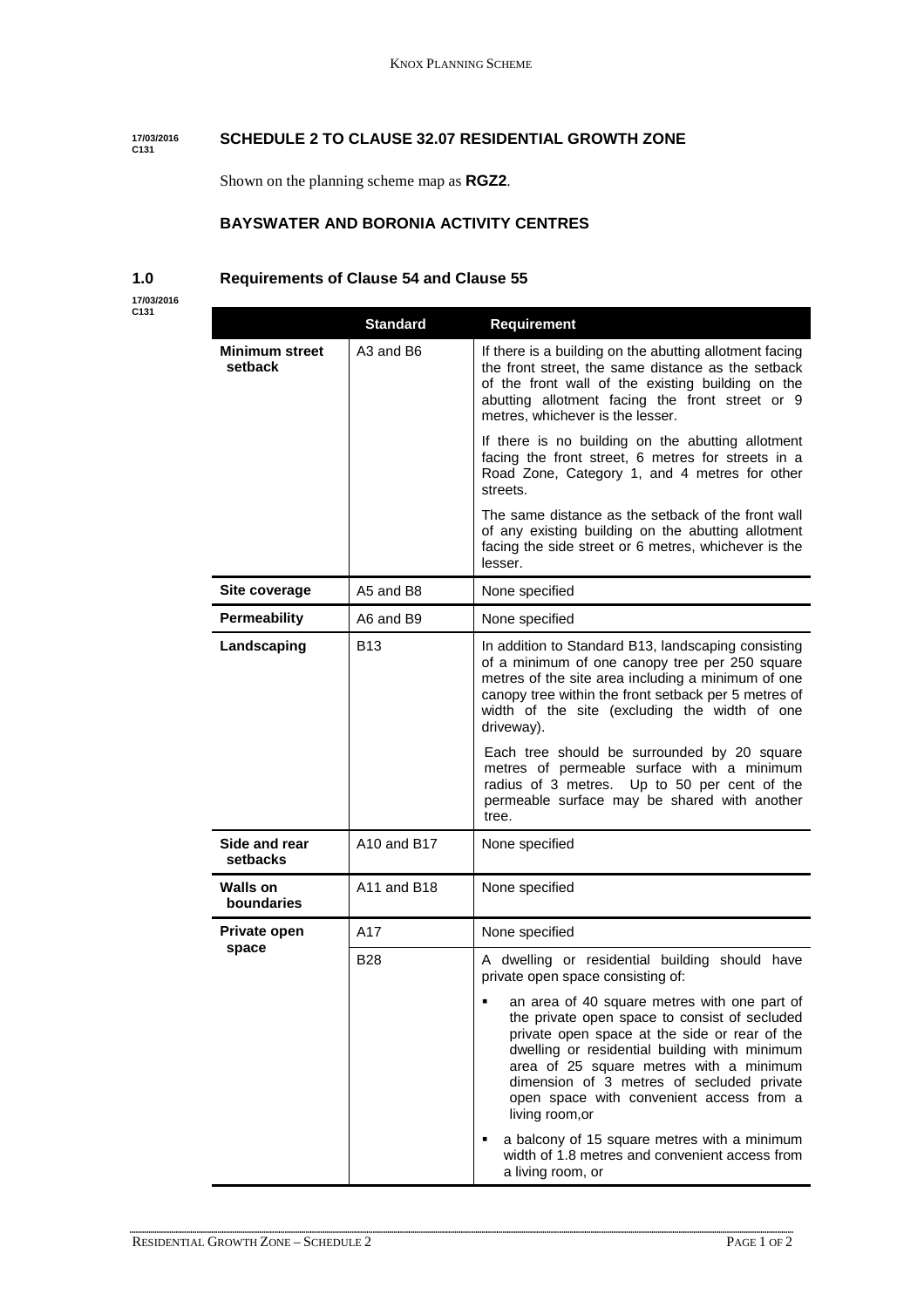17/03/2016
C131

## SCHEDULE 2 TO CLAUSE 32.07 RESIDENTIAL GROWTH ZONE

Shown on the planning scheme map as **RGZ2**.

### BAYSWATER AND BORONIA ACTIVITY CENTRES

### 1.0 Requirements of Clause 54 and Clause 55

17/03/2016
C131

| | Standard | Requirement |
|---|---|---|
| **Minimum street setback** | A3 and B6 | If there is a building on the abutting allotment facing the front street, the same distance as the setback of the front wall of the existing building on the abutting allotment facing the front street or 9 metres, whichever is the lesser.<br><br>If there is no building on the abutting allotment facing the front street, 6 metres for streets in a Road Zone, Category 1, and 4 metres for other streets.<br><br>The same distance as the setback of the front wall of any existing building on the abutting allotment facing the side street or 6 metres, whichever is the lesser. |
| **Site coverage** | A5 and B8 | None specified |
| **Permeability** | A6 and B9 | None specified |
| **Landscaping** | B13 | In addition to Standard B13, landscaping consisting of a minimum of one canopy tree per 250 square metres of the site area including a minimum of one canopy tree within the front setback per 5 metres of width of the site (excluding the width of one driveway).<br><br>Each tree should be surrounded by 20 square metres of permeable surface with a minimum radius of 3 metres. Up to 50 per cent of the permeable surface may be shared with another tree. |
| **Side and rear setbacks** | A10 and B17 | None specified |
| **Walls on boundaries** | A11 and B18 | None specified |
| **Private open space** | A17 | None specified |
| | B28 | A dwelling or residential building should have private open space consisting of:<br><br>▪ an area of 40 square metres with one part of the private open space to consist of secluded private open space at the side or rear of the dwelling or residential building with minimum area of 25 square metres with a minimum dimension of 3 metres of secluded private open space with convenient access from a living room,or<br><br>▪ a balcony of 15 square metres with a minimum width of 1.8 metres and convenient access from a living room, or |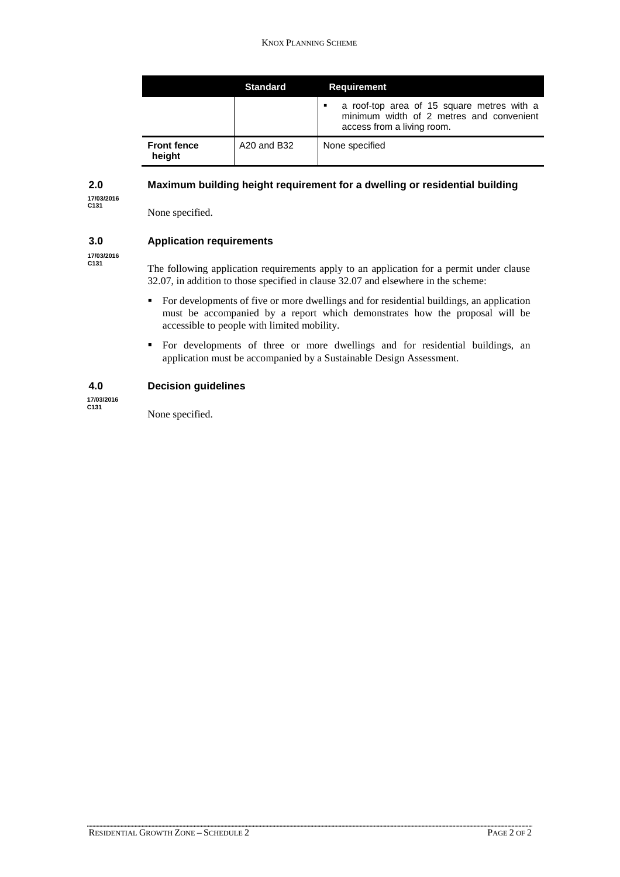| | Standard | Requirement |
|---|---|---|
| | | ▪ a roof-top area of 15 square metres with a minimum width of 2 metres and convenient access from a living room. |
| **Front fence height** | A20 and B32 | None specified |

## 2.0 Maximum building height requirement for a dwelling or residential building

17/03/2016
C131

None specified.

## 3.0 Application requirements

17/03/2016
C131

The following application requirements apply to an application for a permit under clause 32.07, in addition to those specified in clause 32.07 and elsewhere in the scheme:

- For developments of five or more dwellings and for residential buildings, an application must be accompanied by a report which demonstrates how the proposal will be accessible to people with limited mobility.
- For developments of three or more dwellings and for residential buildings, an application must be accompanied by a Sustainable Design Assessment.

## 4.0 Decision guidelines

17/03/2016
C131

None specified.